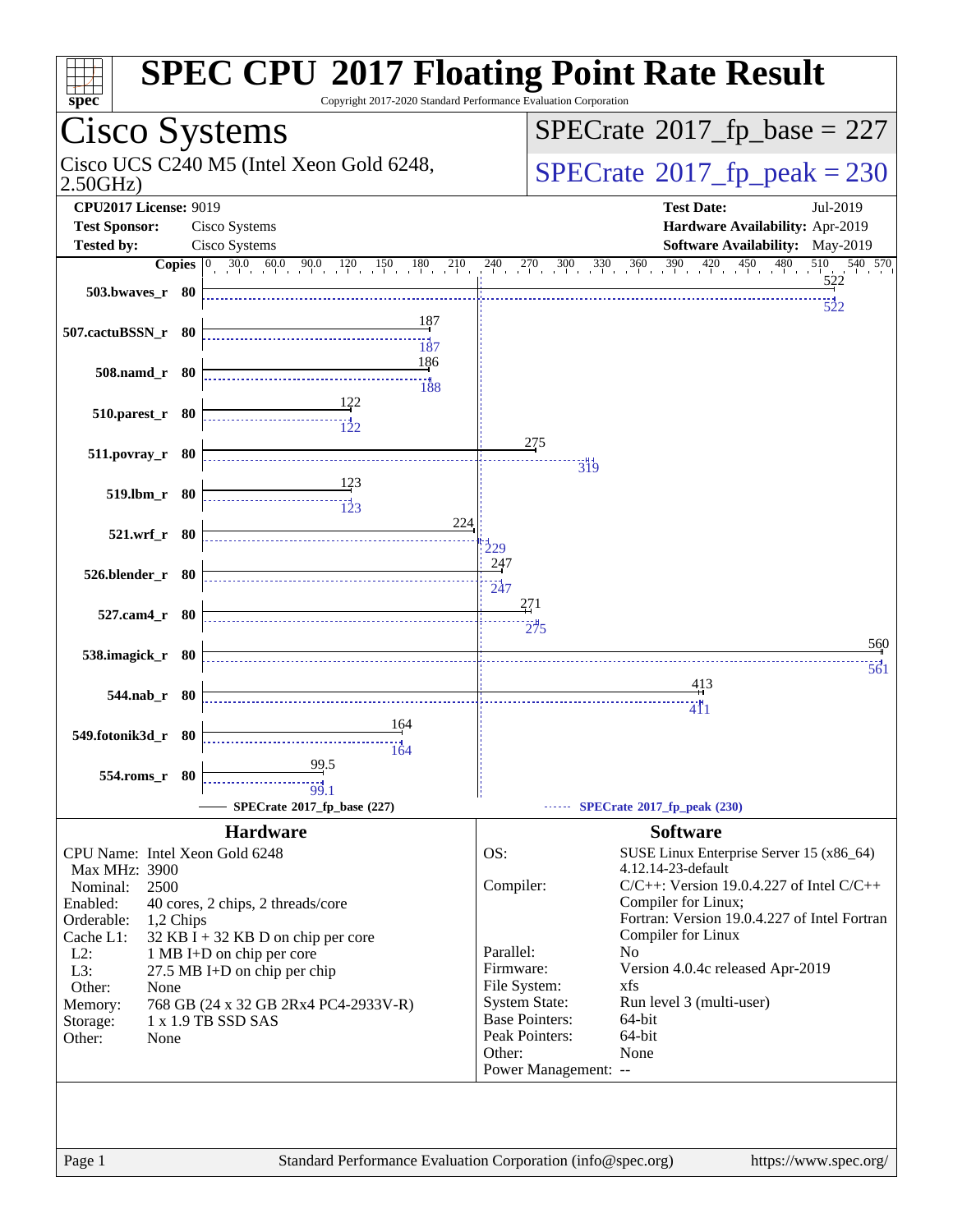# SPEC CPU 2017 Floating Point Rate Result

Copyright 2017-2020 Standard Performance Evaluation Corporation

## Cisco Systems

Cisco UCS C240 M5 (Intel Xeon Gold 6248, 2.50GHz)

**SPECrate 2017_fp_base = 227**

**SPECrate 2017_fp_peak = 230**

| | | | |
|---|---|---|---|
| **CPU2017 License:** | 9019 | **Test Date:** | Jul-2019 |
| **Test Sponsor:** | Cisco Systems | **Hardware Availability:** | Apr-2019 |
| **Tested by:** | Cisco Systems | **Software Availability:** | May-2019 |

| Benchmark | Copies | Base | Peak |
|---|---|---|---|
| 503.bwaves_r | 80 | 522 | 522 |
| 507.cactuBSSN_r | 80 | 187 | 187 |
| 508.namd_r | 80 | 186 | 188 |
| 510.parest_r | 80 | 122 | 122 |
| 511.povray_r | 80 | 275 | 319 |
| 519.lbm_r | 80 | 123 | 123 |
| 521.wrf_r | 80 | 224 | 229 |
| 526.blender_r | 80 | 247 | 247 |
| 527.cam4_r | 80 | 271 | 275 |
| 538.imagick_r | 80 | 560 | 561 |
| 544.nab_r | 80 | 413 | 411 |
| 549.fotonik3d_r | 80 | 164 | 164 |
| 554.roms_r | 80 | 99.5 | 99.1 |

SPECrate 2017_fp_base (227) —— SPECrate 2017_fp_peak (230)

## Hardware

| | |
|---|---|
| CPU Name: | Intel Xeon Gold 6248 |
| Max MHz: | 3900 |
| Nominal: | 2500 |
| Enabled: | 40 cores, 2 chips, 2 threads/core |
| Orderable: | 1,2 Chips |
| Cache L1: | 32 KB I + 32 KB D on chip per core |
| L2: | 1 MB I+D on chip per core |
| L3: | 27.5 MB I+D on chip per chip |
| Other: | None |
| Memory: | 768 GB (24 x 32 GB 2Rx4 PC4-2933V-R) |
| Storage: | 1 x 1.9 TB SSD SAS |
| Other: | None |

## Software

| | |
|---|---|
| OS: | SUSE Linux Enterprise Server 15 (x86_64) 4.12.14-23-default |
| Compiler: | C/C++: Version 19.0.4.227 of Intel C/C++ Compiler for Linux; Fortran: Version 19.0.4.227 of Intel Fortran Compiler for Linux |
| Parallel: | No |
| Firmware: | Version 4.0.4c released Apr-2019 |
| File System: | xfs |
| System State: | Run level 3 (multi-user) |
| Base Pointers: | 64-bit |
| Peak Pointers: | 64-bit |
| Other: | None |
| Power Management: | -- |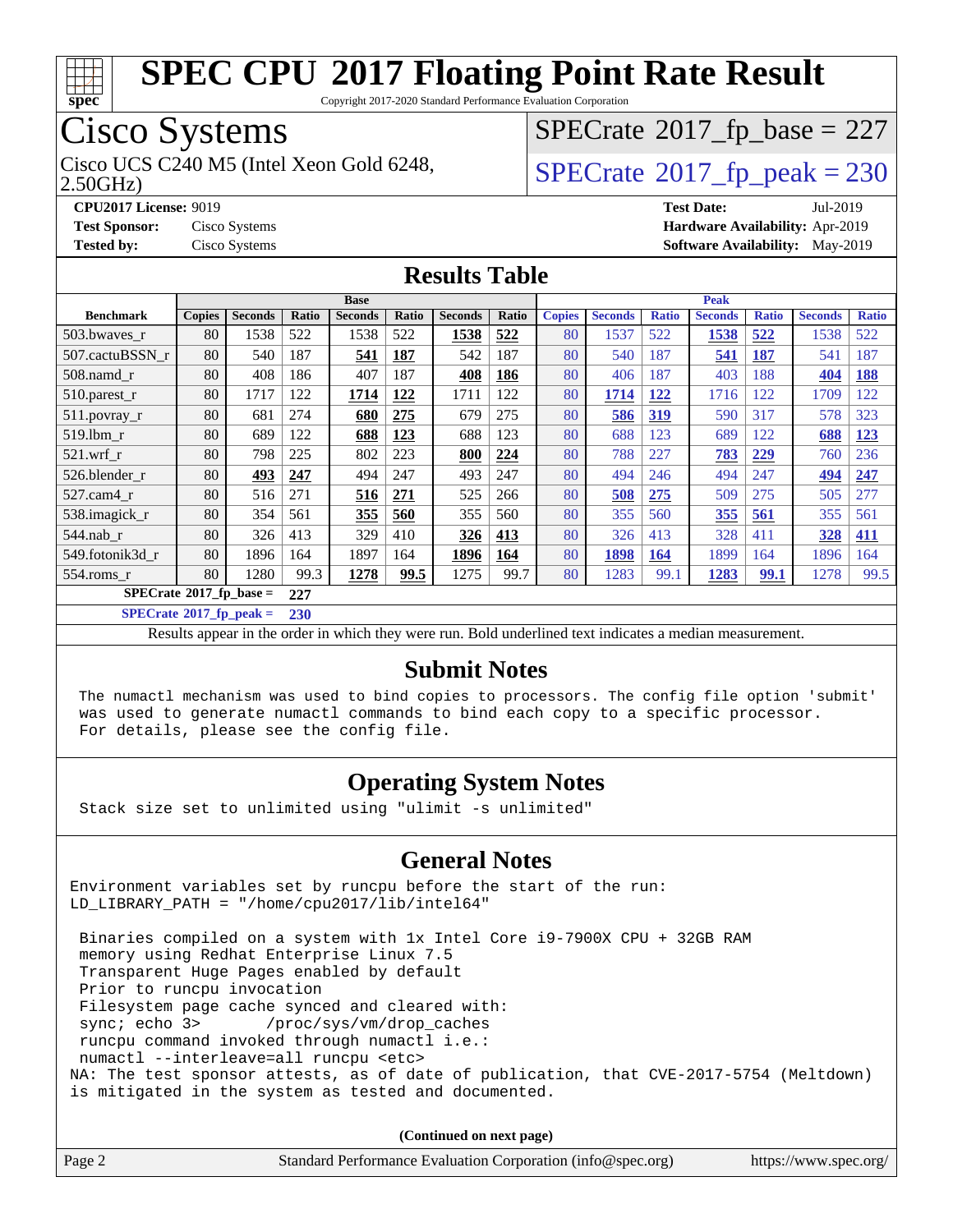# SPEC CPU 2017 Floating Point Rate Result

Copyright 2017-2020 Standard Performance Evaluation Corporation

## Cisco Systems

Cisco UCS C240 M5 (Intel Xeon Gold 6248, 2.50GHz)

SPECrate 2017_fp_base = 227

SPECrate 2017_fp_peak = 230

**CPU2017 License:** 9019
**Test Sponsor:** Cisco Systems
**Tested by:** Cisco Systems

**Test Date:** Jul-2019
**Hardware Availability:** Apr-2019
**Software Availability:** May-2019

## Results Table

| Benchmark | Base | | | | | | | Peak | | | | | | |
|---|---|---|---|---|---|---|---|---|---|---|---|---|---|---|
| | Copies | Seconds | Ratio | Seconds | Ratio | Seconds | Ratio | Copies | Seconds | Ratio | Seconds | Ratio | Seconds | Ratio |
| 503.bwaves_r | 80 | 1538 | 522 | 1538 | 522 | **1538** | **522** | 80 | 1537 | 522 | **1538** | **522** | 1538 | 522 |
| 507.cactuBSSN_r | 80 | 540 | 187 | **541** | **187** | 542 | 187 | 80 | 540 | 187 | **541** | **187** | 541 | 187 |
| 508.namd_r | 80 | 408 | 186 | 407 | 187 | **408** | **186** | 80 | 406 | 187 | 403 | 188 | **404** | **188** |
| 510.parest_r | 80 | 1717 | 122 | **1714** | **122** | 1711 | 122 | 80 | **1714** | **122** | 1716 | 122 | 1709 | 122 |
| 511.povray_r | 80 | 681 | 274 | **680** | **275** | 679 | 275 | 80 | **586** | **319** | 590 | 317 | 578 | 323 |
| 519.lbm_r | 80 | 689 | 122 | **688** | **123** | 688 | 123 | 80 | 688 | 123 | 689 | 122 | **688** | **123** |
| 521.wrf_r | 80 | 798 | 225 | 802 | 223 | **800** | **224** | 80 | 788 | 227 | **783** | **229** | 760 | 236 |
| 526.blender_r | 80 | **493** | **247** | 494 | 247 | 493 | 247 | 80 | 494 | 246 | 494 | 247 | **494** | **247** |
| 527.cam4_r | 80 | 516 | 271 | **516** | **271** | 525 | 266 | 80 | **508** | **275** | 509 | 275 | 505 | 277 |
| 538.imagick_r | 80 | 354 | 561 | **355** | **560** | 355 | 560 | 80 | 355 | 560 | **355** | **561** | 355 | 561 |
| 544.nab_r | 80 | 326 | 413 | 329 | 410 | **326** | **413** | 80 | 326 | 413 | 328 | 411 | **328** | **411** |
| 549.fotonik3d_r | 80 | 1896 | 164 | 1897 | 164 | **1896** | **164** | 80 | **1898** | **164** | 1899 | 164 | 1896 | 164 |
| 554.roms_r | 80 | 1280 | 99.3 | **1278** | **99.5** | 1275 | 99.7 | 80 | 1283 | 99.1 | **1283** | **99.1** | 1278 | 99.5 |

**SPECrate 2017_fp_base = 227**

**SPECrate 2017_fp_peak = 230**

Results appear in the order in which they were run. Bold underlined text indicates a median measurement.

## Submit Notes

```
The numactl mechanism was used to bind copies to processors. The config file option 'submit'
was used to generate numactl commands to bind each copy to a specific processor.
For details, please see the config file.
```

## Operating System Notes

```
Stack size set to unlimited using "ulimit -s unlimited"
```

## General Notes

```
Environment variables set by runcpu before the start of the run:
LD_LIBRARY_PATH = "/home/cpu2017/lib/intel64"

 Binaries compiled on a system with 1x Intel Core i9-7900X CPU + 32GB RAM
 memory using Redhat Enterprise Linux 7.5
 Transparent Huge Pages enabled by default
 Prior to runcpu invocation
 Filesystem page cache synced and cleared with:
 sync; echo 3>       /proc/sys/vm/drop_caches
 runcpu command invoked through numactl i.e.:
 numactl --interleave=all runcpu <etc>
NA: The test sponsor attests, as of date of publication, that CVE-2017-5754 (Meltdown)
is mitigated in the system as tested and documented.
```

(Continued on next page)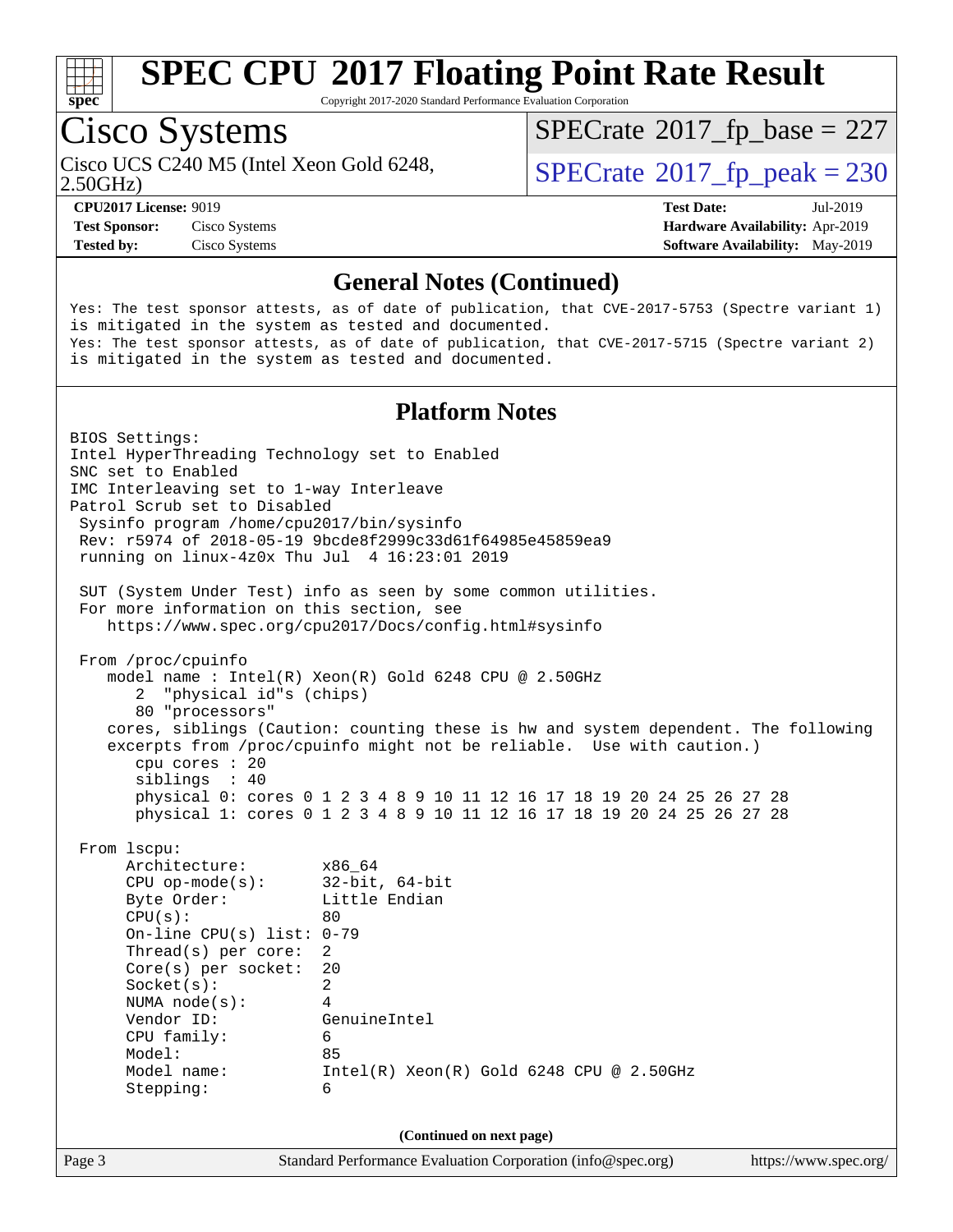# SPEC CPU 2017 Floating Point Rate Result

Copyright 2017-2020 Standard Performance Evaluation Corporation

## Cisco Systems

Cisco UCS C240 M5 (Intel Xeon Gold 6248, 2.50GHz)

SPECrate 2017_fp_base = 227

SPECrate 2017_fp_peak = 230

**CPU2017 License:** 9019
**Test Sponsor:** Cisco Systems
**Tested by:** Cisco Systems

**Test Date:** Jul-2019
**Hardware Availability:** Apr-2019
**Software Availability:** May-2019

### General Notes (Continued)

```
Yes: The test sponsor attests, as of date of publication, that CVE-2017-5753 (Spectre variant 1)
is mitigated in the system as tested and documented.
Yes: The test sponsor attests, as of date of publication, that CVE-2017-5715 (Spectre variant 2)
is mitigated in the system as tested and documented.
```

### Platform Notes

```
BIOS Settings:
Intel HyperThreading Technology set to Enabled
SNC set to Enabled
IMC Interleaving set to 1-way Interleave
Patrol Scrub set to Disabled
 Sysinfo program /home/cpu2017/bin/sysinfo
 Rev: r5974 of 2018-05-19 9bcde8f2999c33d61f64985e45859ea9
 running on linux-4z0x Thu Jul  4 16:23:01 2019

 SUT (System Under Test) info as seen by some common utilities.
 For more information on this section, see
    https://www.spec.org/cpu2017/Docs/config.html#sysinfo

 From /proc/cpuinfo
    model name : Intel(R) Xeon(R) Gold 6248 CPU @ 2.50GHz
       2  "physical id"s (chips)
       80 "processors"
    cores, siblings (Caution: counting these is hw and system dependent. The following
    excerpts from /proc/cpuinfo might not be reliable.  Use with caution.)
       cpu cores : 20
       siblings  : 40
       physical 0: cores 0 1 2 3 4 8 9 10 11 12 16 17 18 19 20 24 25 26 27 28
       physical 1: cores 0 1 2 3 4 8 9 10 11 12 16 17 18 19 20 24 25 26 27 28

 From lscpu:
      Architecture:        x86_64
      CPU op-mode(s):      32-bit, 64-bit
      Byte Order:          Little Endian
      CPU(s):              80
      On-line CPU(s) list: 0-79
      Thread(s) per core:  2
      Core(s) per socket:  20
      Socket(s):           2
      NUMA node(s):        4
      Vendor ID:           GenuineIntel
      CPU family:          6
      Model:               85
      Model name:          Intel(R) Xeon(R) Gold 6248 CPU @ 2.50GHz
      Stepping:            6
```

(Continued on next page)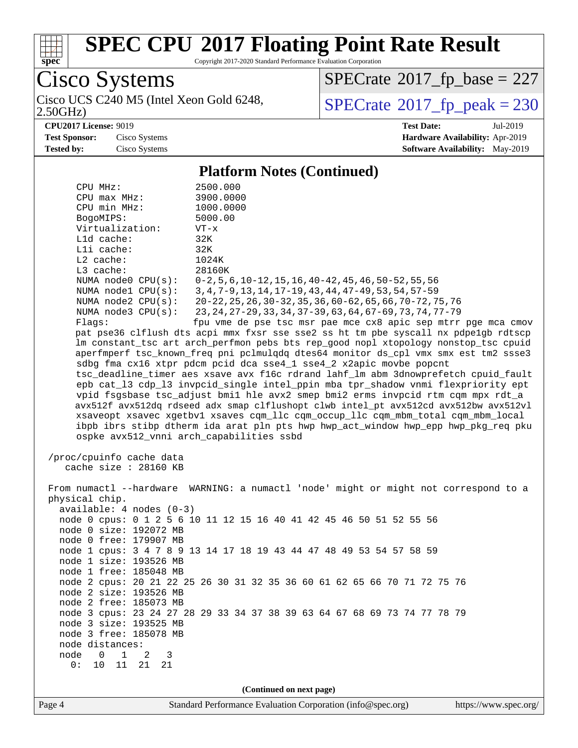## Platform Notes (Continued)

```
    CPU MHz:                2500.000
    CPU max MHz:            3900.0000
    CPU min MHz:            1000.0000
    BogoMIPS:               5000.00
    Virtualization:         VT-x
    L1d cache:              32K
    L1i cache:              32K
    L2 cache:               1024K
    L3 cache:               28160K
    NUMA node0 CPU(s):      0-2,5,6,10-12,15,16,40-42,45,46,50-52,55,56
    NUMA node1 CPU(s):      3,4,7-9,13,14,17-19,43,44,47-49,53,54,57-59
    NUMA node2 CPU(s):      20-22,25,26,30-32,35,36,60-62,65,66,70-72,75,76
    NUMA node3 CPU(s):      23,24,27-29,33,34,37-39,63,64,67-69,73,74,77-79
    Flags:                  fpu vme de pse tsc msr pae mce cx8 apic sep mtrr pge mca cmov
    pat pse36 clflush dts acpi mmx fxsr sse sse2 ss ht tm pbe syscall nx pdpe1gb rdtscp
    lm constant_tsc art arch_perfmon pebs bts rep_good nopl xtopology nonstop_tsc cpuid
    aperfmperf tsc_known_freq pni pclmulqdq dtes64 monitor ds_cpl vmx smx est tm2 ssse3
    sdbg fma cx16 xtpr pdcm pcid dca sse4_1 sse4_2 x2apic movbe popcnt
    tsc_deadline_timer aes xsave avx f16c rdrand lahf_lm abm 3dnowprefetch cpuid_fault
    epb cat_l3 cdp_l3 invpcid_single intel_ppin mba tpr_shadow vnmi flexpriority ept
    vpid fsgsbase tsc_adjust bmi1 hle avx2 smep bmi2 erms invpcid rtm cqm mpx rdt_a
    avx512f avx512dq rdseed adx smap clflushopt clwb intel_pt avx512cd avx512bw avx512vl
    xsaveopt xsavec xgetbv1 xsaves cqm_llc cqm_occup_llc cqm_mbm_total cqm_mbm_local
    ibpb ibrs stibp dtherm ida arat pln pts hwp hwp_act_window hwp_epp hwp_pkg_req pku
    ospke avx512_vnni arch_capabilities ssbd

 /proc/cpuinfo cache data
    cache size : 28160 KB

 From numactl --hardware  WARNING: a numactl 'node' might or might not correspond to a
 physical chip.
   available: 4 nodes (0-3)
   node 0 cpus: 0 1 2 5 6 10 11 12 15 16 40 41 42 45 46 50 51 52 55 56
   node 0 size: 192072 MB
   node 0 free: 179907 MB
   node 1 cpus: 3 4 7 8 9 13 14 17 18 19 43 44 47 48 49 53 54 57 58 59
   node 1 size: 193526 MB
   node 1 free: 185048 MB
   node 2 cpus: 20 21 22 25 26 30 31 32 35 36 60 61 62 65 66 70 71 72 75 76
   node 2 size: 193526 MB
   node 2 free: 185073 MB
   node 3 cpus: 23 24 27 28 29 33 34 37 38 39 63 64 67 68 69 73 74 77 78 79
   node 3 size: 193525 MB
   node 3 free: 185078 MB
   node distances:
   node   0   1   2   3
     0:  10  11  21  21
```

(Continued on next page)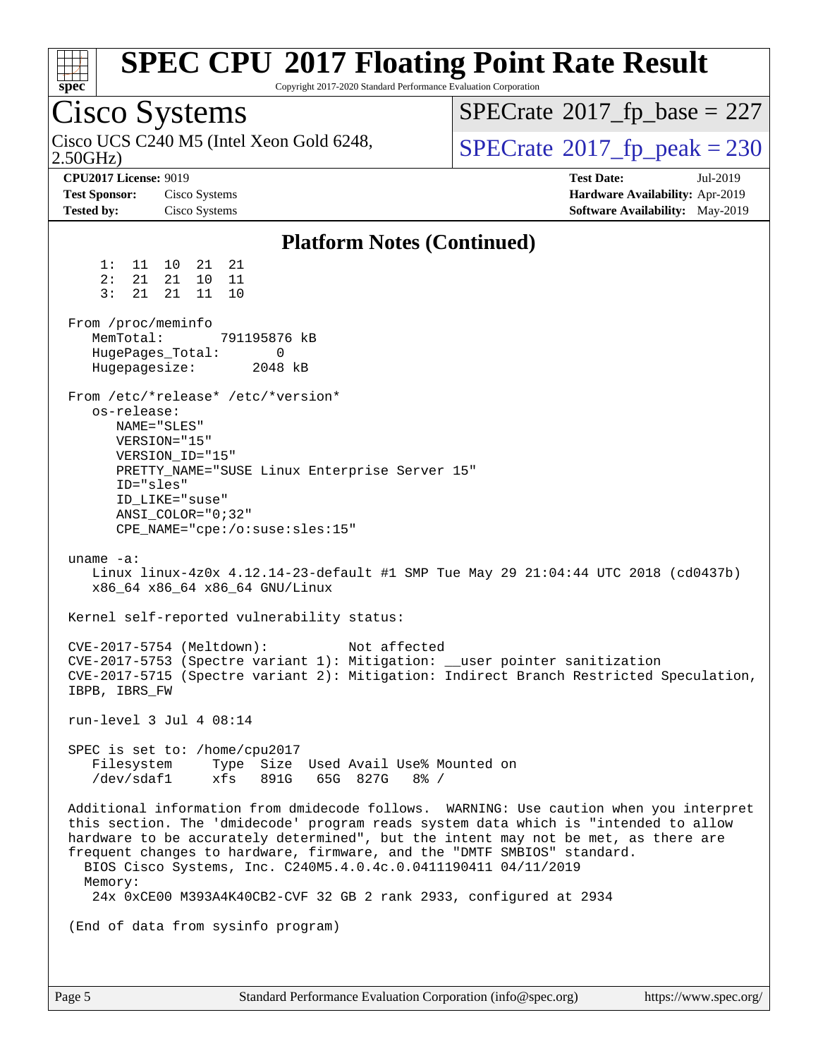# Platform Notes (Continued)

```
     1:  11  10  21  21
     2:  21  21  10  11
     3:  21  21  11  10

 From /proc/meminfo
    MemTotal:       791195876 kB
    HugePages_Total:       0
    Hugepagesize:       2048 kB

 From /etc/*release* /etc/*version*
    os-release:
       NAME="SLES"
       VERSION="15"
       VERSION_ID="15"
       PRETTY_NAME="SUSE Linux Enterprise Server 15"
       ID="sles"
       ID_LIKE="suse"
       ANSI_COLOR="0;32"
       CPE_NAME="cpe:/o:suse:sles:15"

 uname -a:
    Linux linux-4z0x 4.12.14-23-default #1 SMP Tue May 29 21:04:44 UTC 2018 (cd0437b)
    x86_64 x86_64 x86_64 GNU/Linux

 Kernel self-reported vulnerability status:

 CVE-2017-5754 (Meltdown):          Not affected
 CVE-2017-5753 (Spectre variant 1): Mitigation: __user pointer sanitization
 CVE-2017-5715 (Spectre variant 2): Mitigation: Indirect Branch Restricted Speculation,
 IBPB, IBRS_FW

 run-level 3 Jul 4 08:14

 SPEC is set to: /home/cpu2017
    Filesystem     Type  Size  Used Avail Use% Mounted on
    /dev/sdaf1     xfs   891G   65G  827G   8% /

 Additional information from dmidecode follows.  WARNING: Use caution when you interpret
 this section. The 'dmidecode' program reads system data which is "intended to allow
 hardware to be accurately determined", but the intent may not be met, as there are
 frequent changes to hardware, firmware, and the "DMTF SMBIOS" standard.
   BIOS Cisco Systems, Inc. C240M5.4.0.4c.0.0411190411 04/11/2019
   Memory:
    24x 0xCE00 M393A4K40CB2-CVF 32 GB 2 rank 2933, configured at 2934

 (End of data from sysinfo program)
```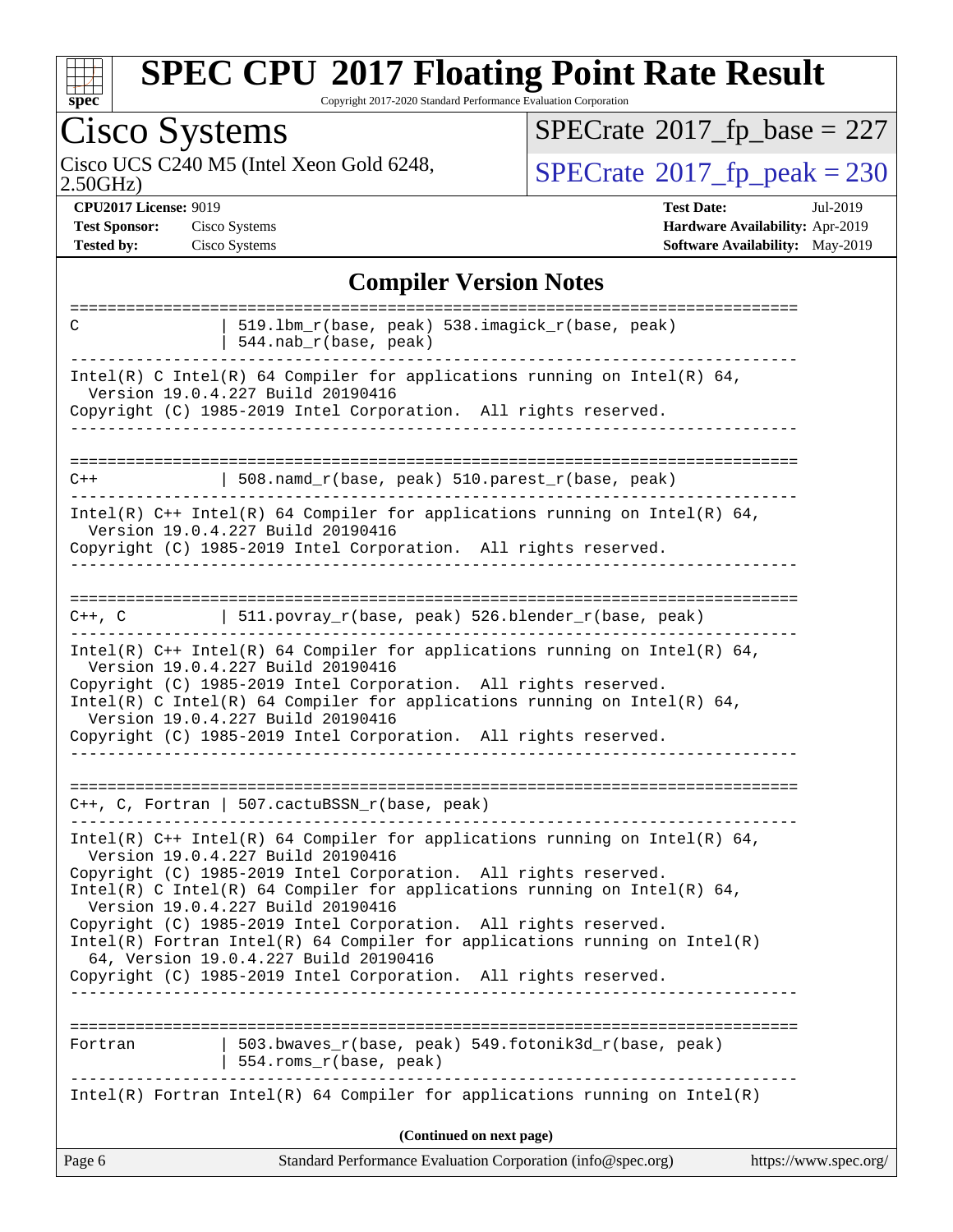# SPEC CPU 2017 Floating Point Rate Result

Copyright 2017-2020 Standard Performance Evaluation Corporation

## Cisco Systems

Cisco UCS C240 M5 (Intel Xeon Gold 6248, 2.50GHz)

SPECrate 2017_fp_base = 227

SPECrate 2017_fp_peak = 230

**CPU2017 License:** 9019
**Test Sponsor:** Cisco Systems
**Tested by:** Cisco Systems

**Test Date:** Jul-2019
**Hardware Availability:** Apr-2019
**Software Availability:** May-2019

### Compiler Version Notes

```
==============================================================================
C              | 519.lbm_r(base, peak) 538.imagick_r(base, peak)
               | 544.nab_r(base, peak)
------------------------------------------------------------------------------
Intel(R) C Intel(R) 64 Compiler for applications running on Intel(R) 64,
  Version 19.0.4.227 Build 20190416
Copyright (C) 1985-2019 Intel Corporation.  All rights reserved.
------------------------------------------------------------------------------

==============================================================================
C++            | 508.namd_r(base, peak) 510.parest_r(base, peak)
------------------------------------------------------------------------------
Intel(R) C++ Intel(R) 64 Compiler for applications running on Intel(R) 64,
  Version 19.0.4.227 Build 20190416
Copyright (C) 1985-2019 Intel Corporation.  All rights reserved.
------------------------------------------------------------------------------

==============================================================================
C++, C         | 511.povray_r(base, peak) 526.blender_r(base, peak)
------------------------------------------------------------------------------
Intel(R) C++ Intel(R) 64 Compiler for applications running on Intel(R) 64,
  Version 19.0.4.227 Build 20190416
Copyright (C) 1985-2019 Intel Corporation.  All rights reserved.
Intel(R) C Intel(R) 64 Compiler for applications running on Intel(R) 64,
  Version 19.0.4.227 Build 20190416
Copyright (C) 1985-2019 Intel Corporation.  All rights reserved.
------------------------------------------------------------------------------

==============================================================================
C++, C, Fortran | 507.cactuBSSN_r(base, peak)
------------------------------------------------------------------------------
Intel(R) C++ Intel(R) 64 Compiler for applications running on Intel(R) 64,
  Version 19.0.4.227 Build 20190416
Copyright (C) 1985-2019 Intel Corporation.  All rights reserved.
Intel(R) C Intel(R) 64 Compiler for applications running on Intel(R) 64,
  Version 19.0.4.227 Build 20190416
Copyright (C) 1985-2019 Intel Corporation.  All rights reserved.
Intel(R) Fortran Intel(R) 64 Compiler for applications running on Intel(R)
  64, Version 19.0.4.227 Build 20190416
Copyright (C) 1985-2019 Intel Corporation.  All rights reserved.
------------------------------------------------------------------------------

==============================================================================
Fortran        | 503.bwaves_r(base, peak) 549.fotonik3d_r(base, peak)
               | 554.roms_r(base, peak)
------------------------------------------------------------------------------
Intel(R) Fortran Intel(R) 64 Compiler for applications running on Intel(R)
```

(Continued on next page)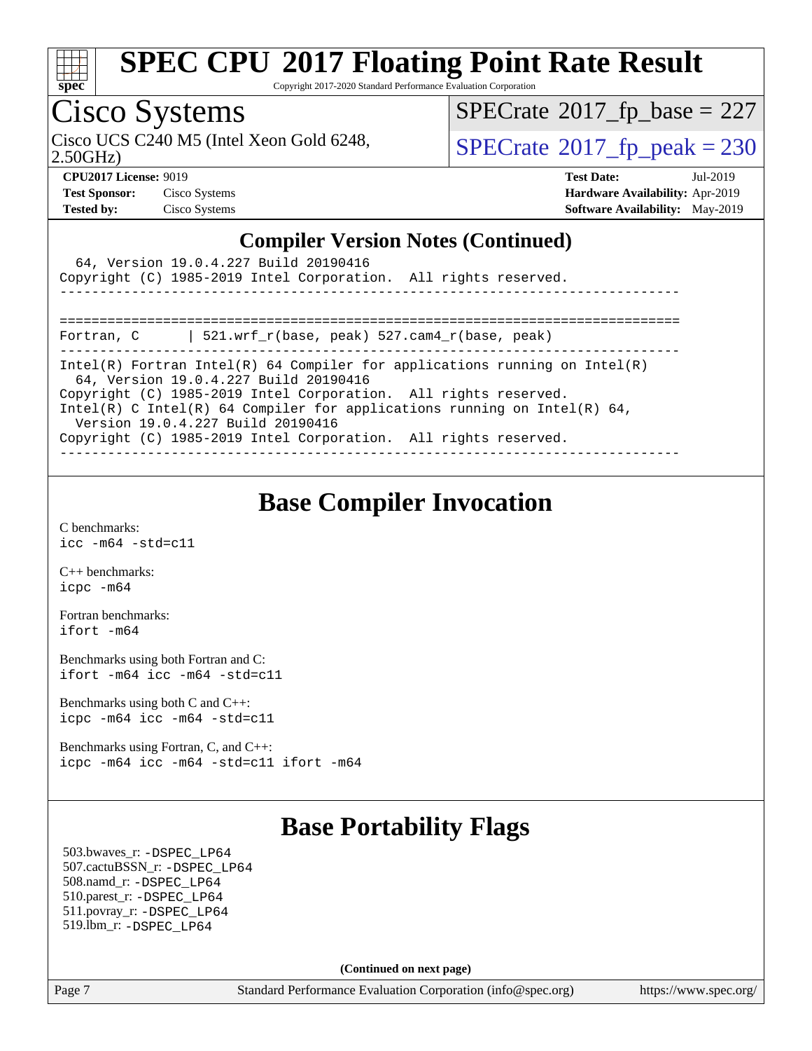## Compiler Version Notes (Continued)

```
  64, Version 19.0.4.227 Build 20190416
Copyright (C) 1985-2019 Intel Corporation.  All rights reserved.
------------------------------------------------------------------------------

==============================================================================
Fortran, C      | 521.wrf_r(base, peak) 527.cam4_r(base, peak)
------------------------------------------------------------------------------
Intel(R) Fortran Intel(R) 64 Compiler for applications running on Intel(R)
  64, Version 19.0.4.227 Build 20190416
Copyright (C) 1985-2019 Intel Corporation.  All rights reserved.
Intel(R) C Intel(R) 64 Compiler for applications running on Intel(R) 64,
  Version 19.0.4.227 Build 20190416
Copyright (C) 1985-2019 Intel Corporation.  All rights reserved.
------------------------------------------------------------------------------
```

## Base Compiler Invocation

C benchmarks:
icc -m64 -std=c11

C++ benchmarks:
icpc -m64

Fortran benchmarks:
ifort -m64

Benchmarks using both Fortran and C:
ifort -m64 icc -m64 -std=c11

Benchmarks using both C and C++:
icpc -m64 icc -m64 -std=c11

Benchmarks using Fortran, C, and C++:
icpc -m64 icc -m64 -std=c11 ifort -m64

## Base Portability Flags

503.bwaves_r: -DSPEC_LP64
507.cactuBSSN_r: -DSPEC_LP64
508.namd_r: -DSPEC_LP64
510.parest_r: -DSPEC_LP64
511.povray_r: -DSPEC_LP64
519.lbm_r: -DSPEC_LP64

(Continued on next page)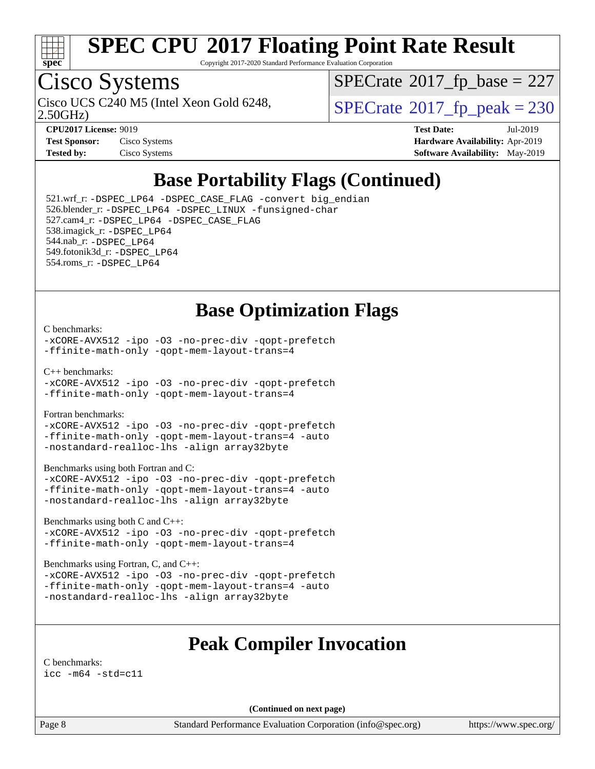# SPEC CPU 2017 Floating Point Rate Result

Copyright 2017-2020 Standard Performance Evaluation Corporation

## Cisco Systems

Cisco UCS C240 M5 (Intel Xeon Gold 6248, 2.50GHz)

SPECrate 2017_fp_base = 227

SPECrate 2017_fp_peak = 230

**CPU2017 License:** 9019
**Test Sponsor:** Cisco Systems
**Tested by:** Cisco Systems

**Test Date:** Jul-2019
**Hardware Availability:** Apr-2019
**Software Availability:** May-2019

## Base Portability Flags (Continued)

521.wrf_r: -DSPEC_LP64 -DSPEC_CASE_FLAG -convert big_endian
526.blender_r: -DSPEC_LP64 -DSPEC_LINUX -funsigned-char
527.cam4_r: -DSPEC_LP64 -DSPEC_CASE_FLAG
538.imagick_r: -DSPEC_LP64
544.nab_r: -DSPEC_LP64
549.fotonik3d_r: -DSPEC_LP64
554.roms_r: -DSPEC_LP64

## Base Optimization Flags

C benchmarks:
```
-xCORE-AVX512 -ipo -O3 -no-prec-div -qopt-prefetch
-ffinite-math-only -qopt-mem-layout-trans=4
```

C++ benchmarks:
```
-xCORE-AVX512 -ipo -O3 -no-prec-div -qopt-prefetch
-ffinite-math-only -qopt-mem-layout-trans=4
```

Fortran benchmarks:
```
-xCORE-AVX512 -ipo -O3 -no-prec-div -qopt-prefetch
-ffinite-math-only -qopt-mem-layout-trans=4 -auto
-nostandard-realloc-lhs -align array32byte
```

Benchmarks using both Fortran and C:
```
-xCORE-AVX512 -ipo -O3 -no-prec-div -qopt-prefetch
-ffinite-math-only -qopt-mem-layout-trans=4 -auto
-nostandard-realloc-lhs -align array32byte
```

Benchmarks using both C and C++:
```
-xCORE-AVX512 -ipo -O3 -no-prec-div -qopt-prefetch
-ffinite-math-only -qopt-mem-layout-trans=4
```

Benchmarks using Fortran, C, and C++:
```
-xCORE-AVX512 -ipo -O3 -no-prec-div -qopt-prefetch
-ffinite-math-only -qopt-mem-layout-trans=4 -auto
-nostandard-realloc-lhs -align array32byte
```

## Peak Compiler Invocation

C benchmarks:
```
icc -m64 -std=c11
```

**(Continued on next page)**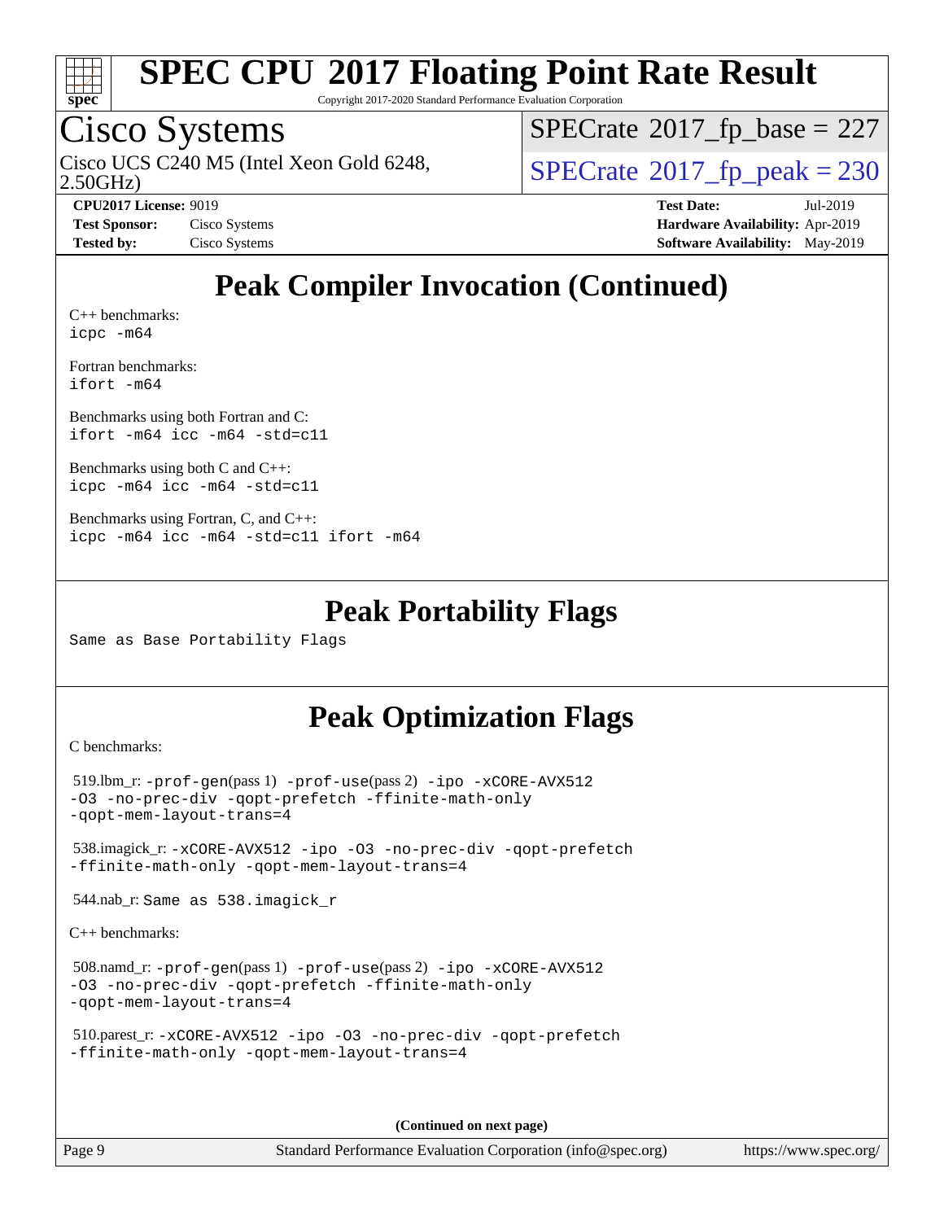# Peak Compiler Invocation (Continued)

C++ benchmarks:
```
icpc -m64
```

Fortran benchmarks:
```
ifort -m64
```

Benchmarks using both Fortran and C:
```
ifort -m64 icc -m64 -std=c11
```

Benchmarks using both C and C++:
```
icpc -m64 icc -m64 -std=c11
```

Benchmarks using Fortran, C, and C++:
```
icpc -m64 icc -m64 -std=c11 ifort -m64
```

# Peak Portability Flags

Same as Base Portability Flags

# Peak Optimization Flags

C benchmarks:

519.lbm_r: -prof-gen(pass 1) -prof-use(pass 2) -ipo -xCORE-AVX512 -O3 -no-prec-div -qopt-prefetch -ffinite-math-only -qopt-mem-layout-trans=4

538.imagick_r: -xCORE-AVX512 -ipo -O3 -no-prec-div -qopt-prefetch -ffinite-math-only -qopt-mem-layout-trans=4

544.nab_r: Same as 538.imagick_r

C++ benchmarks:

508.namd_r: -prof-gen(pass 1) -prof-use(pass 2) -ipo -xCORE-AVX512 -O3 -no-prec-div -qopt-prefetch -ffinite-math-only -qopt-mem-layout-trans=4

510.parest_r: -xCORE-AVX512 -ipo -O3 -no-prec-div -qopt-prefetch -ffinite-math-only -qopt-mem-layout-trans=4

(Continued on next page)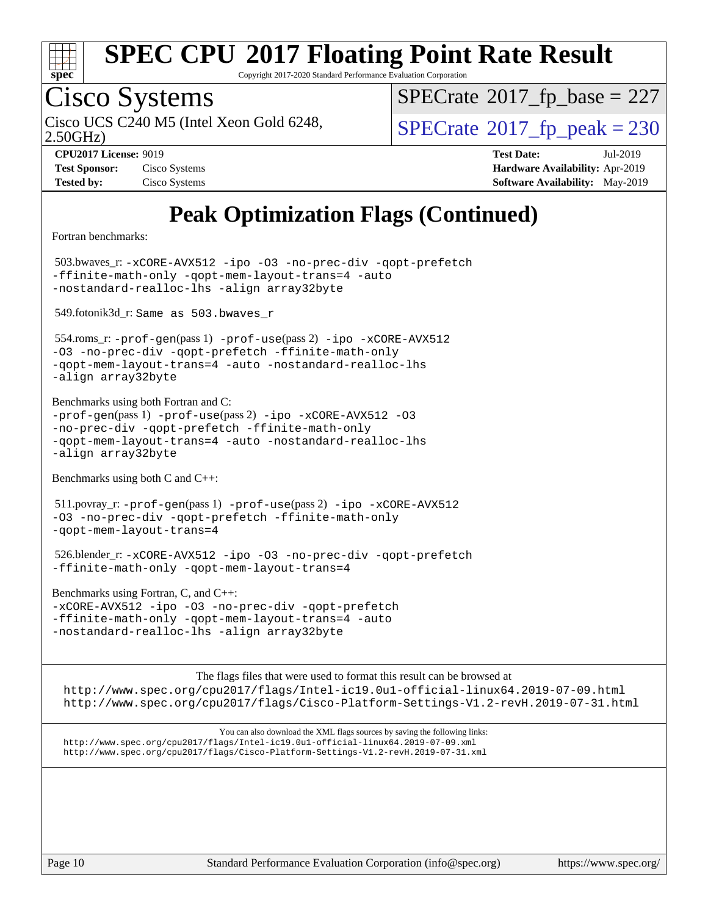# SPEC CPU 2017 Floating Point Rate Result

Copyright 2017-2020 Standard Performance Evaluation Corporation

## Cisco Systems

Cisco UCS C240 M5 (Intel Xeon Gold 6248, 2.50GHz)

SPECrate 2017_fp_base = 227

SPECrate 2017_fp_peak = 230

**CPU2017 License:** 9019
**Test Sponsor:** Cisco Systems
**Tested by:** Cisco Systems

**Test Date:** Jul-2019
**Hardware Availability:** Apr-2019
**Software Availability:** May-2019

# Peak Optimization Flags (Continued)

Fortran benchmarks:

503.bwaves_r: `-xCORE-AVX512 -ipo -O3 -no-prec-div -qopt-prefetch -ffinite-math-only -qopt-mem-layout-trans=4 -auto -nostandard-realloc-lhs -align array32byte`

549.fotonik3d_r: `Same as 503.bwaves_r`

554.roms_r: `-prof-gen`(pass 1) `-prof-use`(pass 2) `-ipo -xCORE-AVX512 -O3 -no-prec-div -qopt-prefetch -ffinite-math-only -qopt-mem-layout-trans=4 -auto -nostandard-realloc-lhs -align array32byte`

Benchmarks using both Fortran and C:
`-prof-gen`(pass 1) `-prof-use`(pass 2) `-ipo -xCORE-AVX512 -O3 -no-prec-div -qopt-prefetch -ffinite-math-only -qopt-mem-layout-trans=4 -auto -nostandard-realloc-lhs -align array32byte`

Benchmarks using both C and C++:

511.povray_r: `-prof-gen`(pass 1) `-prof-use`(pass 2) `-ipo -xCORE-AVX512 -O3 -no-prec-div -qopt-prefetch -ffinite-math-only -qopt-mem-layout-trans=4`

526.blender_r: `-xCORE-AVX512 -ipo -O3 -no-prec-div -qopt-prefetch -ffinite-math-only -qopt-mem-layout-trans=4`

Benchmarks using Fortran, C, and C++:
`-xCORE-AVX512 -ipo -O3 -no-prec-div -qopt-prefetch -ffinite-math-only -qopt-mem-layout-trans=4 -auto -nostandard-realloc-lhs -align array32byte`

The flags files that were used to format this result can be browsed at
http://www.spec.org/cpu2017/flags/Intel-ic19.0u1-official-linux64.2019-07-09.html
http://www.spec.org/cpu2017/flags/Cisco-Platform-Settings-V1.2-revH.2019-07-31.html

You can also download the XML flags sources by saving the following links:
http://www.spec.org/cpu2017/flags/Intel-ic19.0u1-official-linux64.2019-07-09.xml
http://www.spec.org/cpu2017/flags/Cisco-Platform-Settings-V1.2-revH.2019-07-31.xml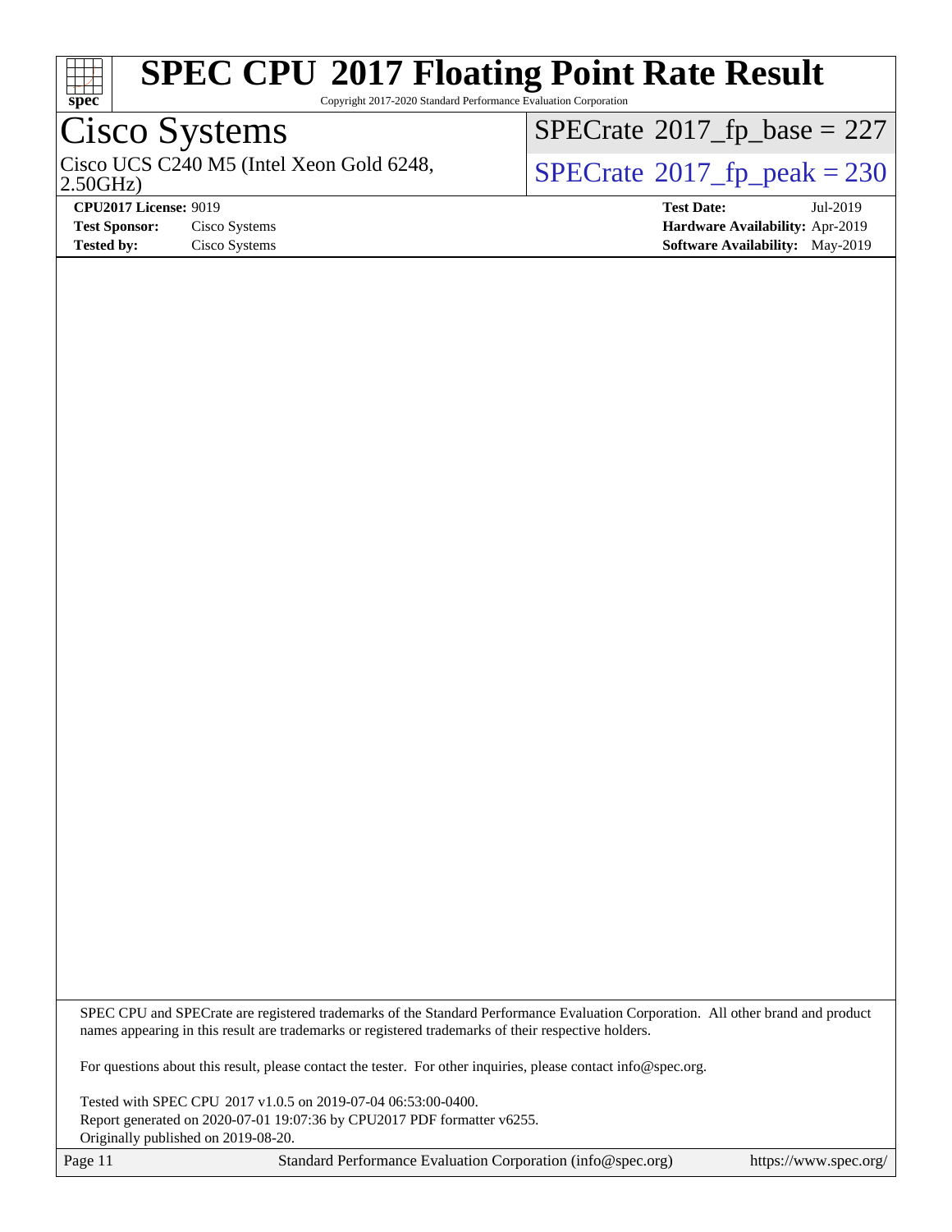SPEC CPU and SPECrate are registered trademarks of the Standard Performance Evaluation Corporation. All other brand and product names appearing in this result are trademarks or registered trademarks of their respective holders.

For questions about this result, please contact the tester. For other inquiries, please contact info@spec.org.

Tested with SPEC CPU 2017 v1.0.5 on 2019-07-04 06:53:00-0400.
Report generated on 2020-07-01 19:07:36 by CPU2017 PDF formatter v6255.
Originally published on 2019-08-20.